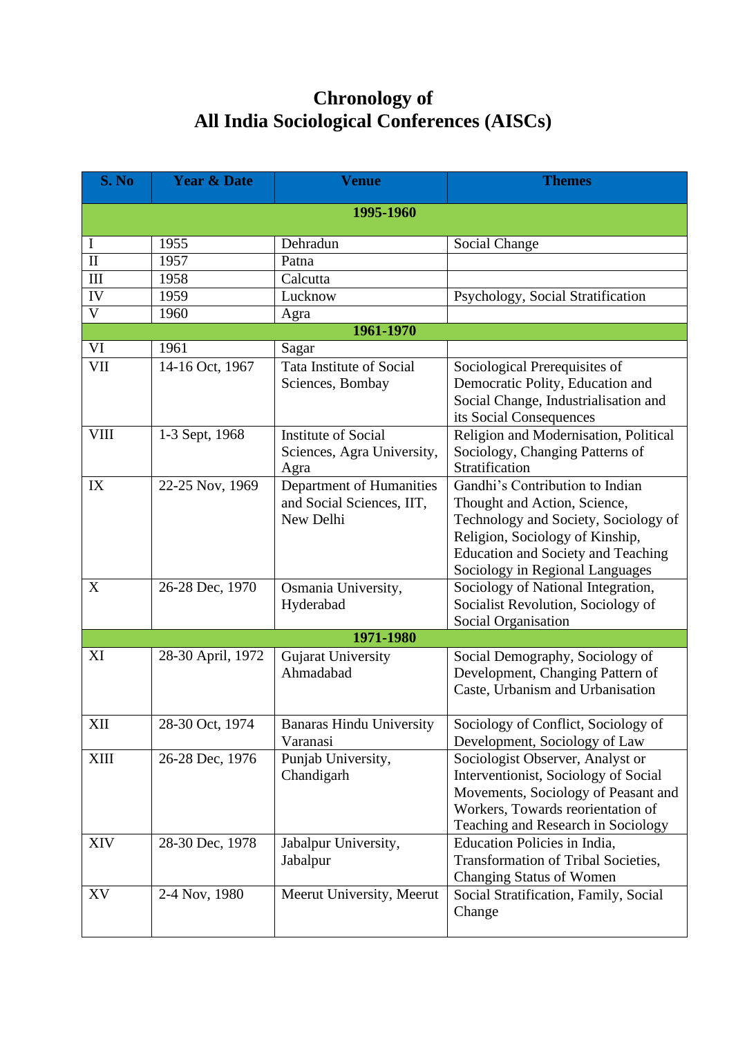# Chronology of
# All India Sociological Conferences (AISCs)

| S. No | Year & Date | Venue | Themes |
|---|---|---|---|
| **1995-1960** | | | |
| I | 1955 | Dehradun | Social Change |
| II | 1957 | Patna | |
| III | 1958 | Calcutta | |
| IV | 1959 | Lucknow | Psychology, Social Stratification |
| V | 1960 | Agra | |
| **1961-1970** | | | |
| VI | 1961 | Sagar | |
| VII | 14-16 Oct, 1967 | Tata Institute of Social Sciences, Bombay | Sociological Prerequisites of Democratic Polity, Education and Social Change, Industrialisation and its Social Consequences |
| VIII | 1-3 Sept, 1968 | Institute of Social Sciences, Agra University, Agra | Religion and Modernisation, Political Sociology, Changing Patterns of Stratification |
| IX | 22-25 Nov, 1969 | Department of Humanities and Social Sciences, IIT, New Delhi | Gandhi's Contribution to Indian Thought and Action, Science, Technology and Society, Sociology of Religion, Sociology of Kinship, Education and Society and Teaching Sociology in Regional Languages |
| X | 26-28 Dec, 1970 | Osmania University, Hyderabad | Sociology of National Integration, Socialist Revolution, Sociology of Social Organisation |
| **1971-1980** | | | |
| XI | 28-30 April, 1972 | Gujarat University Ahmadabad | Social Demography, Sociology of Development, Changing Pattern of Caste, Urbanism and Urbanisation |
| XII | 28-30 Oct, 1974 | Banaras Hindu University Varanasi | Sociology of Conflict, Sociology of Development, Sociology of Law |
| XIII | 26-28 Dec, 1976 | Punjab University, Chandigarh | Sociologist Observer, Analyst or Interventionist, Sociology of Social Movements, Sociology of Peasant and Workers, Towards reorientation of Teaching and Research in Sociology |
| XIV | 28-30 Dec, 1978 | Jabalpur University, Jabalpur | Education Policies in India, Transformation of Tribal Societies, Changing Status of Women |
| XV | 2-4 Nov, 1980 | Meerut University, Meerut | Social Stratification, Family, Social Change |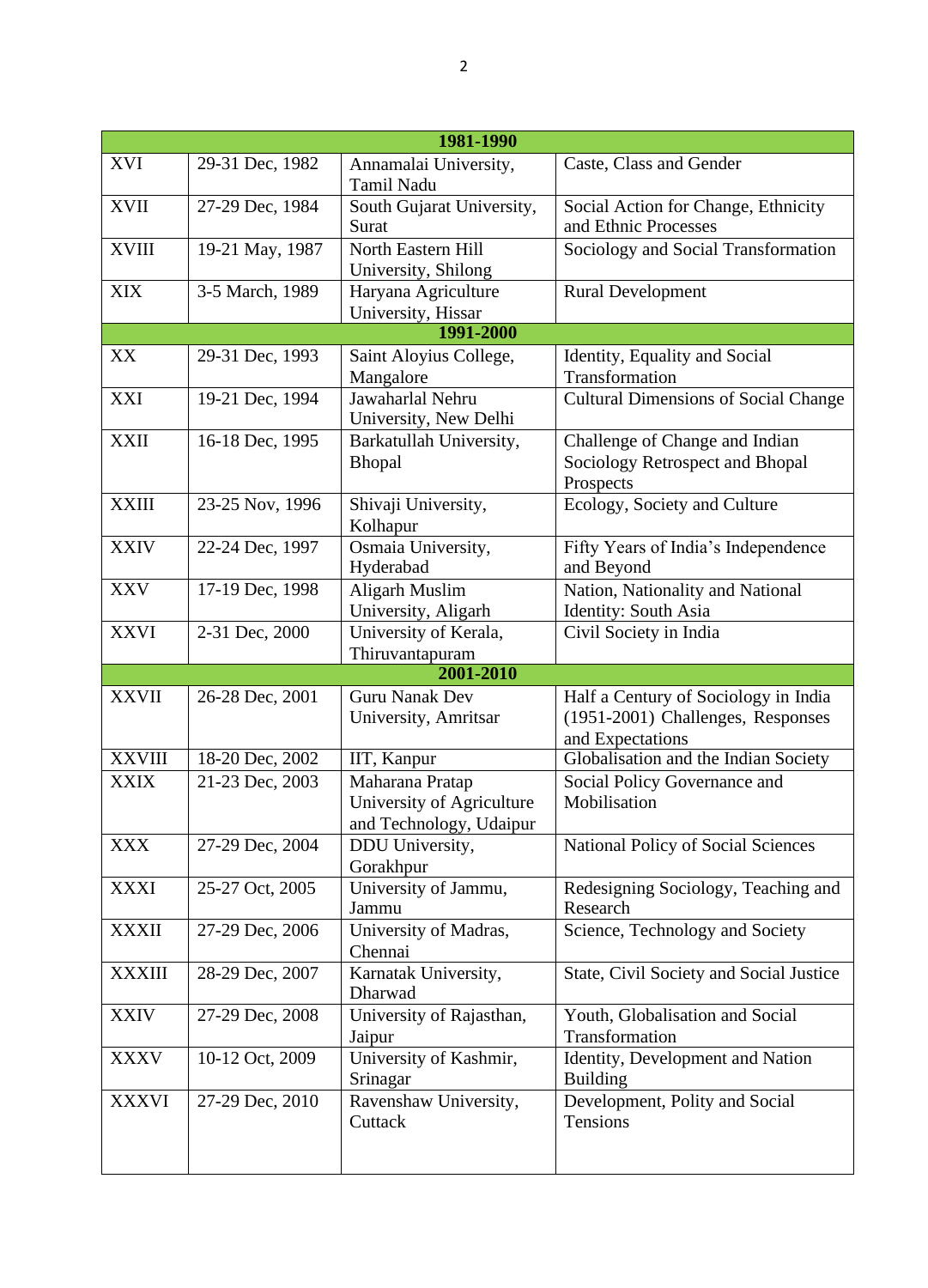| 1981-1990 | | | |
|---|---|---|---|
| XVI | 29-31 Dec, 1982 | Annamalai University, Tamil Nadu | Caste, Class and Gender |
| XVII | 27-29 Dec, 1984 | South Gujarat University, Surat | Social Action for Change, Ethnicity and Ethnic Processes |
| XVIII | 19-21 May, 1987 | North Eastern Hill University, Shilong | Sociology and Social Transformation |
| XIX | 3-5 March, 1989 | Haryana Agriculture University, Hissar | Rural Development |
| **1991-2000** | | | |
| XX | 29-31 Dec, 1993 | Saint Aloyius College, Mangalore | Identity, Equality and Social Transformation |
| XXI | 19-21 Dec, 1994 | Jawaharlal Nehru University, New Delhi | Cultural Dimensions of Social Change |
| XXII | 16-18 Dec, 1995 | Barkatullah University, Bhopal | Challenge of Change and Indian Sociology Retrospect and Bhopal Prospects |
| XXIII | 23-25 Nov, 1996 | Shivaji University, Kolhapur | Ecology, Society and Culture |
| XXIV | 22-24 Dec, 1997 | Osmaia University, Hyderabad | Fifty Years of India's Independence and Beyond |
| XXV | 17-19 Dec, 1998 | Aligarh Muslim University, Aligarh | Nation, Nationality and National Identity: South Asia |
| XXVI | 2-31 Dec, 2000 | University of Kerala, Thiruvantapuram | Civil Society in India |
| **2001-2010** | | | |
| XXVII | 26-28 Dec, 2001 | Guru Nanak Dev University, Amritsar | Half a Century of Sociology in India (1951-2001) Challenges, Responses and Expectations |
| XXVIII | 18-20 Dec, 2002 | IIT, Kanpur | Globalisation and the Indian Society |
| XXIX | 21-23 Dec, 2003 | Maharana Pratap University of Agriculture and Technology, Udaipur | Social Policy Governance and Mobilisation |
| XXX | 27-29 Dec, 2004 | DDU University, Gorakhpur | National Policy of Social Sciences |
| XXXI | 25-27 Oct, 2005 | University of Jammu, Jammu | Redesigning Sociology, Teaching and Research |
| XXXII | 27-29 Dec, 2006 | University of Madras, Chennai | Science, Technology and Society |
| XXXIII | 28-29 Dec, 2007 | Karnatak University, Dharwad | State, Civil Society and Social Justice |
| XXIV | 27-29 Dec, 2008 | University of Rajasthan, Jaipur | Youth, Globalisation and Social Transformation |
| XXXV | 10-12 Oct, 2009 | University of Kashmir, Srinagar | Identity, Development and Nation Building |
| XXXVI | 27-29 Dec, 2010 | Ravenshaw University, Cuttack | Development, Polity and Social Tensions |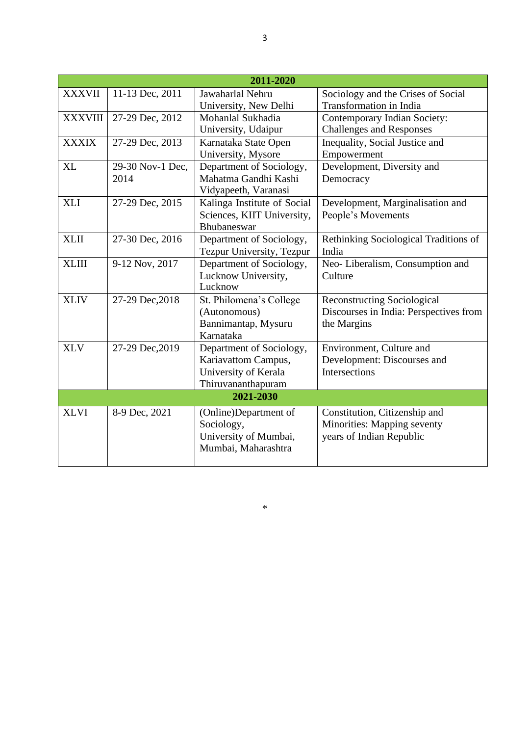| | | | |
|---|---|---|---|
| **2011-2020** | | | |
| XXXVII | 11-13 Dec, 2011 | Jawaharlal Nehru University, New Delhi | Sociology and the Crises of Social Transformation in India |
| XXXVIII | 27-29 Dec, 2012 | Mohanlal Sukhadia University, Udaipur | Contemporary Indian Society: Challenges and Responses |
| XXXIX | 27-29 Dec, 2013 | Karnataka State Open University, Mysore | Inequality, Social Justice and Empowerment |
| XL | 29-30 Nov-1 Dec, 2014 | Department of Sociology, Mahatma Gandhi Kashi Vidyapeeth, Varanasi | Development, Diversity and Democracy |
| XLI | 27-29 Dec, 2015 | Kalinga Institute of Social Sciences, KIIT University, Bhubaneswar | Development, Marginalisation and People's Movements |
| XLII | 27-30 Dec, 2016 | Department of Sociology, Tezpur University, Tezpur | Rethinking Sociological Traditions of India |
| XLIII | 9-12 Nov, 2017 | Department of Sociology, Lucknow University, Lucknow | Neo- Liberalism, Consumption and Culture |
| XLIV | 27-29 Dec,2018 | St. Philomena's College (Autonomous) Bannimantap, Mysuru Karnataka | Reconstructing Sociological Discourses in India: Perspectives from the Margins |
| XLV | 27-29 Dec,2019 | Department of Sociology, Kariavattom Campus, University of Kerala Thiruvananthapuram | Environment, Culture and Development: Discourses and Intersections |
| **2021-2030** | | | |
| XLVI | 8-9 Dec, 2021 | (Online)Department of Sociology, University of Mumbai, Mumbai, Maharashtra | Constitution, Citizenship and Minorities: Mapping seventy years of Indian Republic |

*